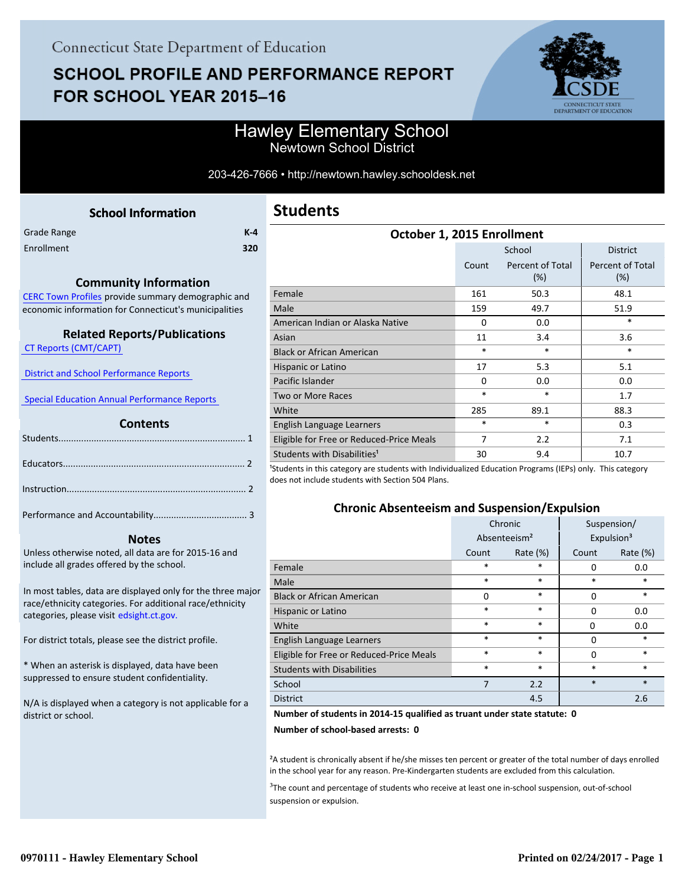Connecticut State Department of Education

# SCHOOL PROFILE AND PERFORMANCE REPORT FOR SCHOOL YEAR 2015–16

## Hawley Elementary School
Newtown School District

203-426-7666 • http://newtown.hawley.schooldesk.net

### School Information

| | |
|---|---|
| Grade Range | K-4 |
| Enrollment | 320 |

### Community Information

CERC Town Profiles provide summary demographic and economic information for Connecticut's municipalities

### Related Reports/Publications

CT Reports (CMT/CAPT)

District and School Performance Reports

Special Education Annual Performance Reports

### Contents

Students........................................................................ 1

Educators...................................................................... 2

Instruction..................................................................... 2

Performance and Accountability.................................... 3

### Notes

Unless otherwise noted, all data are for 2015-16 and include all grades offered by the school.

In most tables, data are displayed only for the three major race/ethnicity categories. For additional race/ethnicity categories, please visit edsight.ct.gov.

For district totals, please see the district profile.

* When an asterisk is displayed, data have been suppressed to ensure student confidentiality.

N/A is displayed when a category is not applicable for a district or school.

## Students

### October 1, 2015 Enrollment

| | School | | District |
|---|---|---|---|
| | Count | Percent of Total (%) | Percent of Total (%) |
| Female | 161 | 50.3 | 48.1 |
| Male | 159 | 49.7 | 51.9 |
| American Indian or Alaska Native | 0 | 0.0 | * |
| Asian | 11 | 3.4 | 3.6 |
| Black or African American | * | * | * |
| Hispanic or Latino | 17 | 5.3 | 5.1 |
| Pacific Islander | 0 | 0.0 | 0.0 |
| Two or More Races | * | * | 1.7 |
| White | 285 | 89.1 | 88.3 |
| English Language Learners | * | * | 0.3 |
| Eligible for Free or Reduced-Price Meals | 7 | 2.2 | 7.1 |
| Students with Disabilities[1] | 30 | 9.4 | 10.7 |

[1]Students in this category are students with Individualized Education Programs (IEPs) only. This category does not include students with Section 504 Plans.

### Chronic Absenteeism and Suspension/Expulsion

| | Chronic Absenteeism[2] | | Suspension/ Expulsion[3] | |
|---|---|---|---|---|
| | Count | Rate (%) | Count | Rate (%) |
| Female | * | * | 0 | 0.0 |
| Male | * | * | * | * |
| Black or African American | 0 | * | 0 | * |
| Hispanic or Latino | * | * | 0 | 0.0 |
| White | * | * | 0 | 0.0 |
| English Language Learners | * | * | 0 | * |
| Eligible for Free or Reduced-Price Meals | * | * | 0 | * |
| Students with Disabilities | * | * | * | * |
| School | 7 | 2.2 | * | * |
| District | | 4.5 | | 2.6 |

**Number of students in 2014-15 qualified as truant under state statute: 0**

**Number of school-based arrests: 0**

[2]A student is chronically absent if he/she misses ten percent or greater of the total number of days enrolled in the school year for any reason. Pre-Kindergarten students are excluded from this calculation.

[3]The count and percentage of students who receive at least one in-school suspension, out-of-school suspension or expulsion.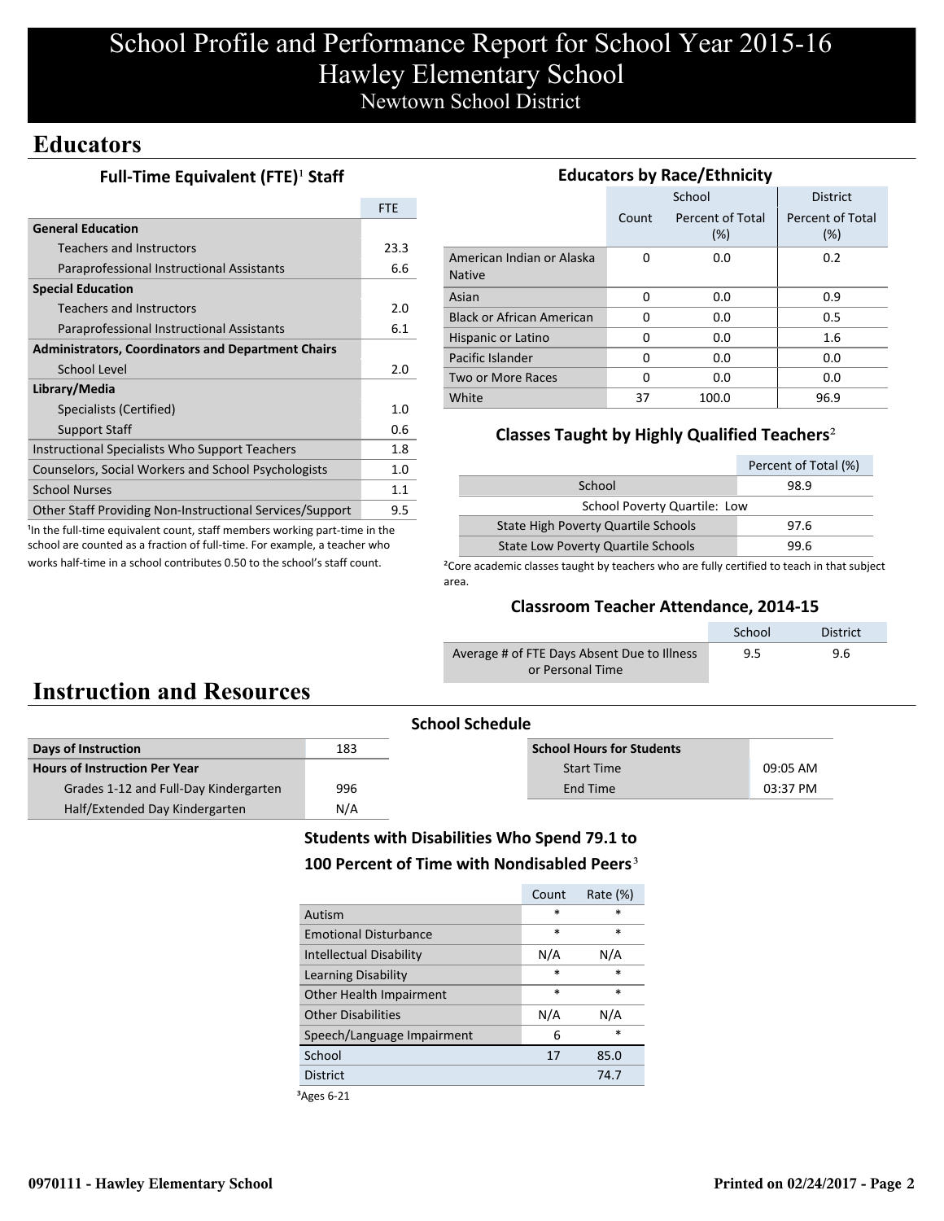# School Profile and Performance Report for School Year 2015-16
# Hawley Elementary School
Newtown School District

## Educators

### Full-Time Equivalent (FTE)[1] Staff

| | FTE |
|---|---|
| **General Education** | |
| Teachers and Instructors | 23.3 |
| Paraprofessional Instructional Assistants | 6.6 |
| **Special Education** | |
| Teachers and Instructors | 2.0 |
| Paraprofessional Instructional Assistants | 6.1 |
| **Administrators, Coordinators and Department Chairs** | |
| School Level | 2.0 |
| **Library/Media** | |
| Specialists (Certified) | 1.0 |
| Support Staff | 0.6 |
| Instructional Specialists Who Support Teachers | 1.8 |
| Counselors, Social Workers and School Psychologists | 1.0 |
| School Nurses | 1.1 |
| Other Staff Providing Non-Instructional Services/Support | 9.5 |

[1]In the full-time equivalent count, staff members working part-time in the school are counted as a fraction of full-time. For example, a teacher who works half-time in a school contributes 0.50 to the school's staff count.

### Educators by Race/Ethnicity

| | School | | District |
|---|---|---|---|
| | Count | Percent of Total (%) | Percent of Total (%) |
| American Indian or Alaska Native | 0 | 0.0 | 0.2 |
| Asian | 0 | 0.0 | 0.9 |
| Black or African American | 0 | 0.0 | 0.5 |
| Hispanic or Latino | 0 | 0.0 | 1.6 |
| Pacific Islander | 0 | 0.0 | 0.0 |
| Two or More Races | 0 | 0.0 | 0.0 |
| White | 37 | 100.0 | 96.9 |

### Classes Taught by Highly Qualified Teachers[2]

| | Percent of Total (%) |
|---|---|
| School | 98.9 |
| School Poverty Quartile: Low | |
| State High Poverty Quartile Schools | 97.6 |
| State Low Poverty Quartile Schools | 99.6 |

[2]Core academic classes taught by teachers who are fully certified to teach in that subject area.

### Classroom Teacher Attendance, 2014-15

| | School | District |
|---|---|---|
| Average # of FTE Days Absent Due to Illness or Personal Time | 9.5 | 9.6 |

## Instruction and Resources

### School Schedule

| | |
|---|---|
| **Days of Instruction** | 183 |
| **Hours of Instruction Per Year** | |
| Grades 1-12 and Full-Day Kindergarten | 996 |
| Half/Extended Day Kindergarten | N/A |

| **School Hours for Students** | |
|---|---|
| Start Time | 09:05 AM |
| End Time | 03:37 PM |

### Students with Disabilities Who Spend 79.1 to 100 Percent of Time with Nondisabled Peers[3]

| | Count | Rate (%) |
|---|---|---|
| Autism | * | * |
| Emotional Disturbance | * | * |
| Intellectual Disability | N/A | N/A |
| Learning Disability | * | * |
| Other Health Impairment | * | * |
| Other Disabilities | N/A | N/A |
| Speech/Language Impairment | 6 | * |
| School | 17 | 85.0 |
| District | | 74.7 |

[3]Ages 6-21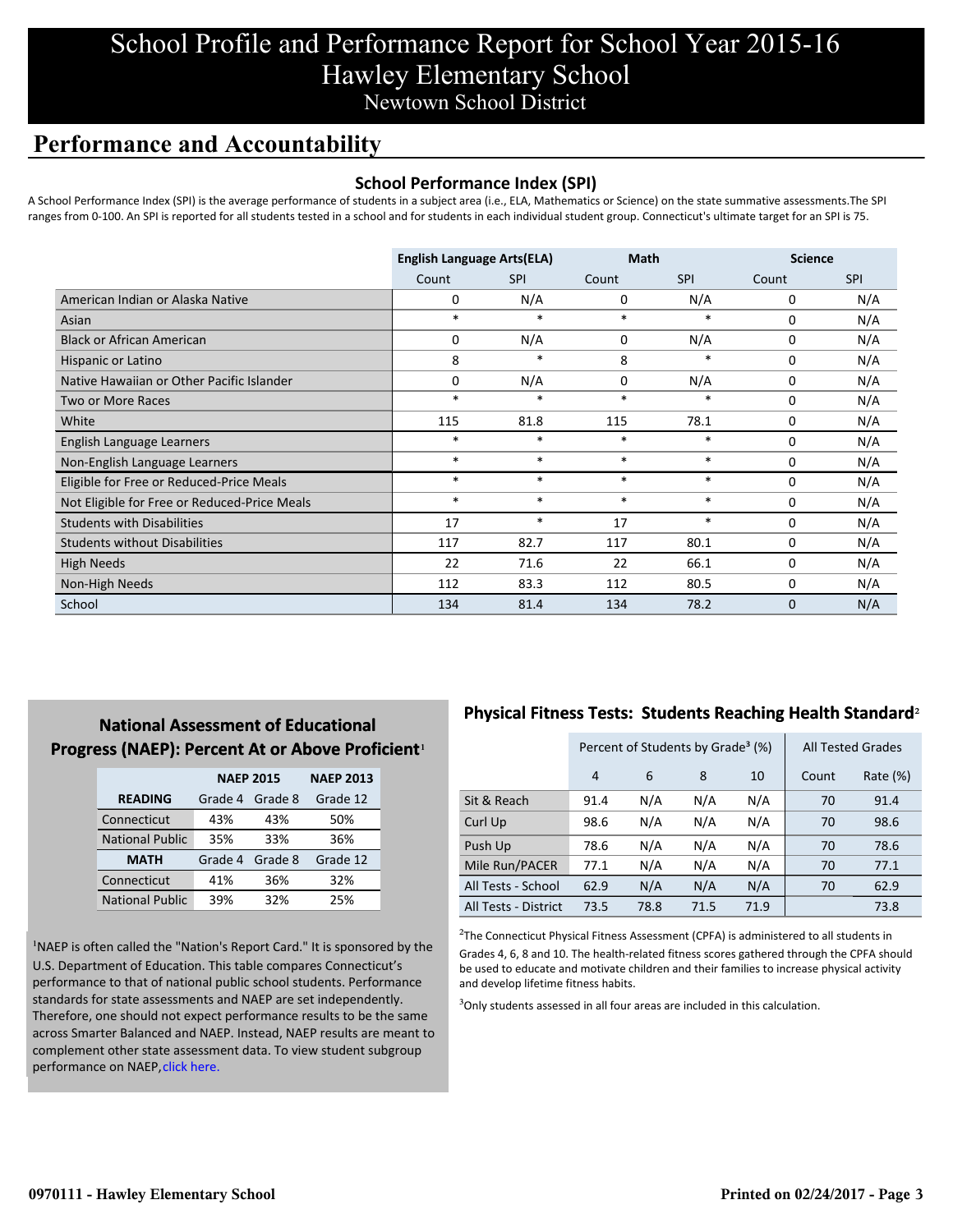# School Profile and Performance Report for School Year 2015-16
# Hawley Elementary School
## Newtown School District

## Performance and Accountability

### School Performance Index (SPI)

A School Performance Index (SPI) is the average performance of students in a subject area (i.e., ELA, Mathematics or Science) on the state summative assessments.The SPI ranges from 0-100. An SPI is reported for all students tested in a school and for students in each individual student group. Connecticut's ultimate target for an SPI is 75.

| | English Language Arts(ELA) | | Math | | Science | |
|---|---|---|---|---|---|---|
| | Count | SPI | Count | SPI | Count | SPI |
| American Indian or Alaska Native | 0 | N/A | 0 | N/A | 0 | N/A |
| Asian | * | * | * | * | 0 | N/A |
| Black or African American | 0 | N/A | 0 | N/A | 0 | N/A |
| Hispanic or Latino | 8 | * | 8 | * | 0 | N/A |
| Native Hawaiian or Other Pacific Islander | 0 | N/A | 0 | N/A | 0 | N/A |
| Two or More Races | * | * | * | * | 0 | N/A |
| White | 115 | 81.8 | 115 | 78.1 | 0 | N/A |
| English Language Learners | * | * | * | * | 0 | N/A |
| Non-English Language Learners | * | * | * | * | 0 | N/A |
| Eligible for Free or Reduced-Price Meals | * | * | * | * | 0 | N/A |
| Not Eligible for Free or Reduced-Price Meals | * | * | * | * | 0 | N/A |
| Students with Disabilities | 17 | * | 17 | * | 0 | N/A |
| Students without Disabilities | 117 | 82.7 | 117 | 80.1 | 0 | N/A |
| High Needs | 22 | 71.6 | 22 | 66.1 | 0 | N/A |
| Non-High Needs | 112 | 83.3 | 112 | 80.5 | 0 | N/A |
| School | 134 | 81.4 | 134 | 78.2 | 0 | N/A |

### National Assessment of Educational Progress (NAEP): Percent At or Above Proficient[1]

| | NAEP 2015 | | NAEP 2013 |
|---|---|---|---|
| **READING** | Grade 4 | Grade 8 | Grade 12 |
| Connecticut | 43% | 43% | 50% |
| National Public | 35% | 33% | 36% |
| **MATH** | Grade 4 | Grade 8 | Grade 12 |
| Connecticut | 41% | 36% | 32% |
| National Public | 39% | 32% | 25% |

[1]NAEP is often called the "Nation's Report Card." It is sponsored by the U.S. Department of Education. This table compares Connecticut's performance to that of national public school students. Performance standards for state assessments and NAEP are set independently. Therefore, one should not expect performance results to be the same across Smarter Balanced and NAEP. Instead, NAEP results are meant to complement other state assessment data. To view student subgroup performance on NAEP, click here.

### Physical Fitness Tests: Students Reaching Health Standard[2]

| | Percent of Students by Grade[3] (%) | | | | All Tested Grades | |
|---|---|---|---|---|---|---|
| | 4 | 6 | 8 | 10 | Count | Rate (%) |
| Sit & Reach | 91.4 | N/A | N/A | N/A | 70 | 91.4 |
| Curl Up | 98.6 | N/A | N/A | N/A | 70 | 98.6 |
| Push Up | 78.6 | N/A | N/A | N/A | 70 | 78.6 |
| Mile Run/PACER | 77.1 | N/A | N/A | N/A | 70 | 77.1 |
| All Tests - School | 62.9 | N/A | N/A | N/A | 70 | 62.9 |
| All Tests - District | 73.5 | 78.8 | 71.5 | 71.9 | | 73.8 |

[2]The Connecticut Physical Fitness Assessment (CPFA) is administered to all students in Grades 4, 6, 8 and 10. The health-related fitness scores gathered through the CPFA should be used to motivate children and their families to increase physical activity and develop lifetime fitness habits.

[3]Only students assessed in all four areas are included in this calculation.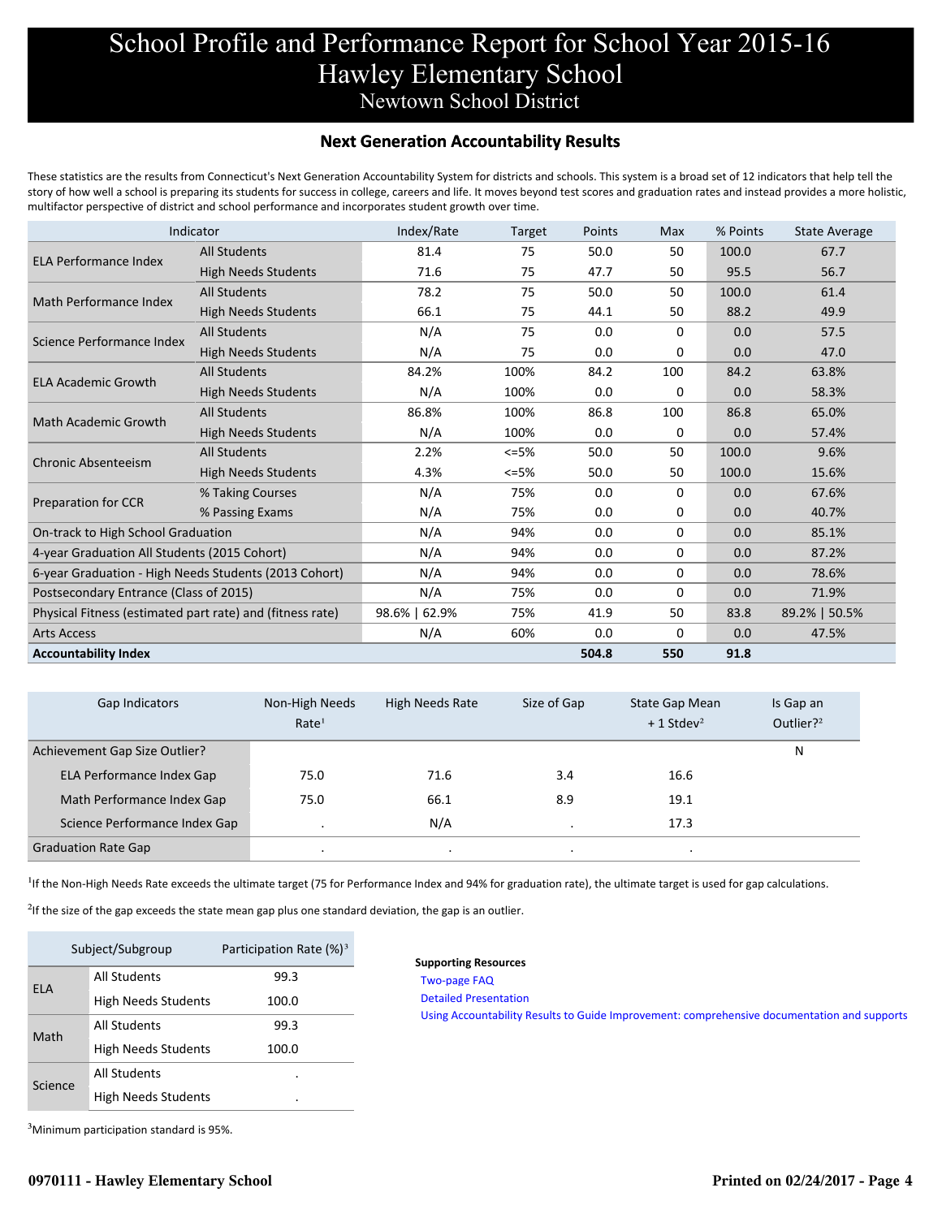# School Profile and Performance Report for School Year 2015-16
# Hawley Elementary School
## Newtown School District

### Next Generation Accountability Results

These statistics are the results from Connecticut's Next Generation Accountability System for districts and schools. This system is a broad set of 12 indicators that help tell the story of how well a school is preparing its students for success in college, careers and life. It moves beyond test scores and graduation rates and instead provides a more holistic, multifactor perspective of district and school performance and incorporates student growth over time.

| Indicator | | Index/Rate | Target | Points | Max | % Points | State Average |
|---|---|---|---|---|---|---|---|
| ELA Performance Index | All Students | 81.4 | 75 | 50.0 | 50 | 100.0 | 67.7 |
| | High Needs Students | 71.6 | 75 | 47.7 | 50 | 95.5 | 56.7 |
| Math Performance Index | All Students | 78.2 | 75 | 50.0 | 50 | 100.0 | 61.4 |
| | High Needs Students | 66.1 | 75 | 44.1 | 50 | 88.2 | 49.9 |
| Science Performance Index | All Students | N/A | 75 | 0.0 | 0 | 0.0 | 57.5 |
| | High Needs Students | N/A | 75 | 0.0 | 0 | 0.0 | 47.0 |
| ELA Academic Growth | All Students | 84.2% | 100% | 84.2 | 100 | 84.2 | 63.8% |
| | High Needs Students | N/A | 100% | 0.0 | 0 | 0.0 | 58.3% |
| Math Academic Growth | All Students | 86.8% | 100% | 86.8 | 100 | 86.8 | 65.0% |
| | High Needs Students | N/A | 100% | 0.0 | 0 | 0.0 | 57.4% |
| Chronic Absenteeism | All Students | 2.2% | <=5% | 50.0 | 50 | 100.0 | 9.6% |
| | High Needs Students | 4.3% | <=5% | 50.0 | 50 | 100.0 | 15.6% |
| Preparation for CCR | % Taking Courses | N/A | 75% | 0.0 | 0 | 0.0 | 67.6% |
| | % Passing Exams | N/A | 75% | 0.0 | 0 | 0.0 | 40.7% |
| On-track to High School Graduation | | N/A | 94% | 0.0 | 0 | 0.0 | 85.1% |
| 4-year Graduation All Students (2015 Cohort) | | N/A | 94% | 0.0 | 0 | 0.0 | 87.2% |
| 6-year Graduation - High Needs Students (2013 Cohort) | | N/A | 94% | 0.0 | 0 | 0.0 | 78.6% |
| Postsecondary Entrance (Class of 2015) | | N/A | 75% | 0.0 | 0 | 0.0 | 71.9% |
| Physical Fitness (estimated part rate) and (fitness rate) | | 98.6% \| 62.9% | 75% | 41.9 | 50 | 83.8 | 89.2% \| 50.5% |
| Arts Access | | N/A | 60% | 0.0 | 0 | 0.0 | 47.5% |
| **Accountability Index** | | | | **504.8** | **550** | **91.8** | |

| Gap Indicators | Non-High Needs Rate[1] | High Needs Rate | Size of Gap | State Gap Mean + 1 Stdev[2] | Is Gap an Outlier?[2] |
|---|---|---|---|---|---|
| Achievement Gap Size Outlier? | | | | | N |
| ELA Performance Index Gap | 75.0 | 71.6 | 3.4 | 16.6 | |
| Math Performance Index Gap | 75.0 | 66.1 | 8.9 | 19.1 | |
| Science Performance Index Gap | . | N/A | . | 17.3 | |
| Graduation Rate Gap | . | . | . | . | |

[1]If the Non-High Needs Rate exceeds the ultimate target (75 for Performance Index and 94% for graduation rate), the ultimate target is used for gap calculations.

[2]If the size of the gap exceeds the state mean gap plus one standard deviation, the gap is an outlier.

| Subject/Subgroup | | Participation Rate (%)[3] |
|---|---|---|
| ELA | All Students | 99.3 |
| | High Needs Students | 100.0 |
| Math | All Students | 99.3 |
| | High Needs Students | 100.0 |
| Science | All Students | . |
| | High Needs Students | . |

[3]Minimum participation standard is 95%.

**Supporting Resources**

Two-page FAQ

Detailed Presentation

Using Accountability Results to Guide Improvement: comprehensive documentation and supports

0970111 - Hawley Elementary School

Printed on 02/24/2017